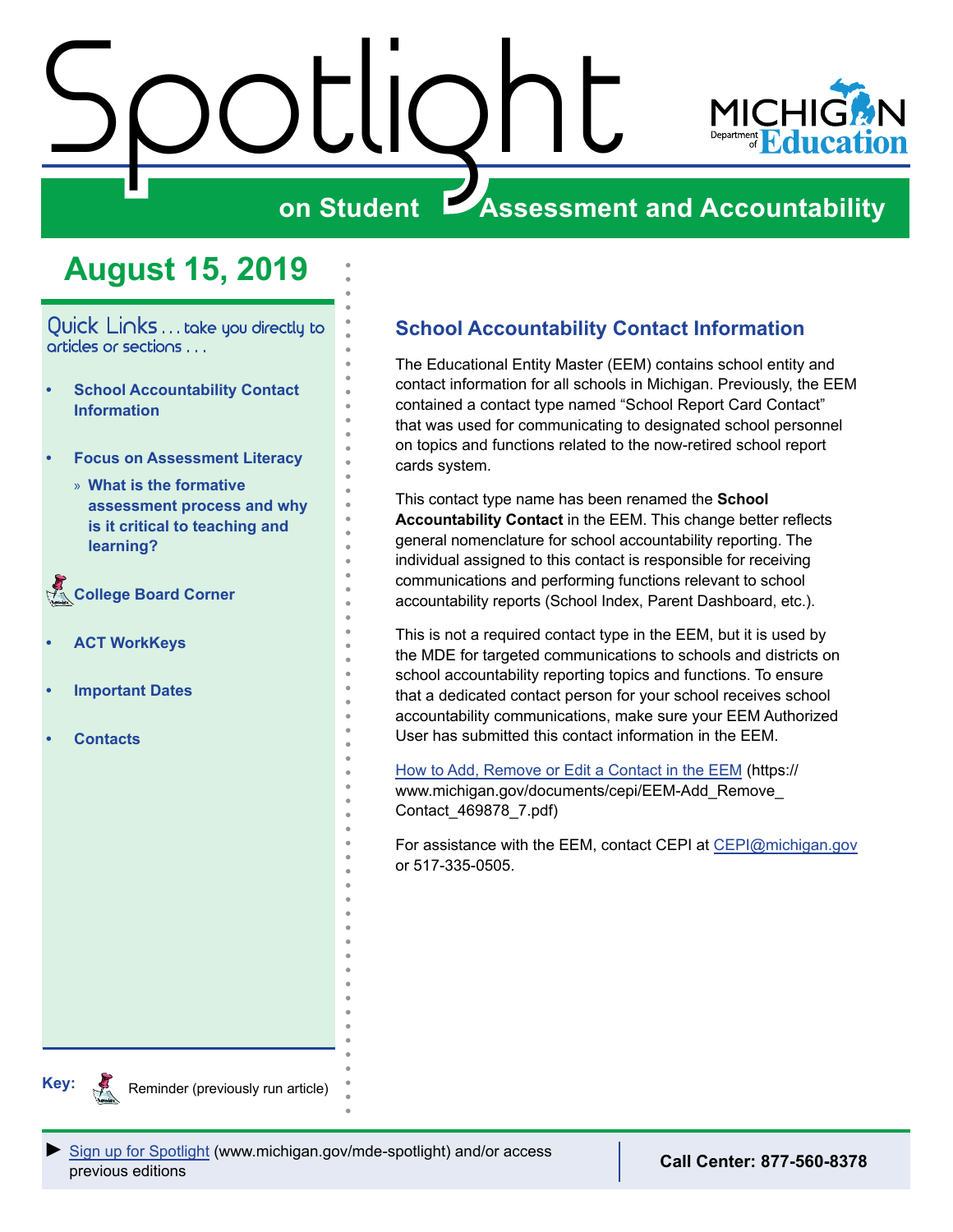# Spotlight on Student Assessment and Accountability

MICHIGAN Department of Education

## August 15, 2019

Quick Links . . . take you directly to articles or sections . . .

- School Accountability Contact Information
- Focus on Assessment Literacy
  - What is the formative assessment process and why is it critical to teaching and learning?
- College Board Corner
- ACT WorkKeys
- Important Dates
- Contacts

**Key:** Reminder (previously run article)

## School Accountability Contact Information

The Educational Entity Master (EEM) contains school entity and contact information for all schools in Michigan. Previously, the EEM contained a contact type named "School Report Card Contact" that was used for communicating to designated school personnel on topics and functions related to the now-retired school report cards system.

This contact type name has been renamed the **School Accountability Contact** in the EEM. This change better reflects general nomenclature for school accountability reporting. The individual assigned to this contact is responsible for receiving communications and performing functions relevant to school accountability reports (School Index, Parent Dashboard, etc.).

This is not a required contact type in the EEM, but it is used by the MDE for targeted communications to schools and districts on school accountability reporting topics and functions. To ensure that a dedicated contact person for your school receives school accountability communications, make sure your EEM Authorized User has submitted this contact information in the EEM.

How to Add, Remove or Edit a Contact in the EEM (https://www.michigan.gov/documents/cepi/EEM-Add_Remove_Contact_469878_7.pdf)

For assistance with the EEM, contact CEPI at CEPI@michigan.gov or 517-335-0505.

► Sign up for Spotlight (www.michigan.gov/mde-spotlight) and/or access previous editions

**Call Center: 877-560-8378**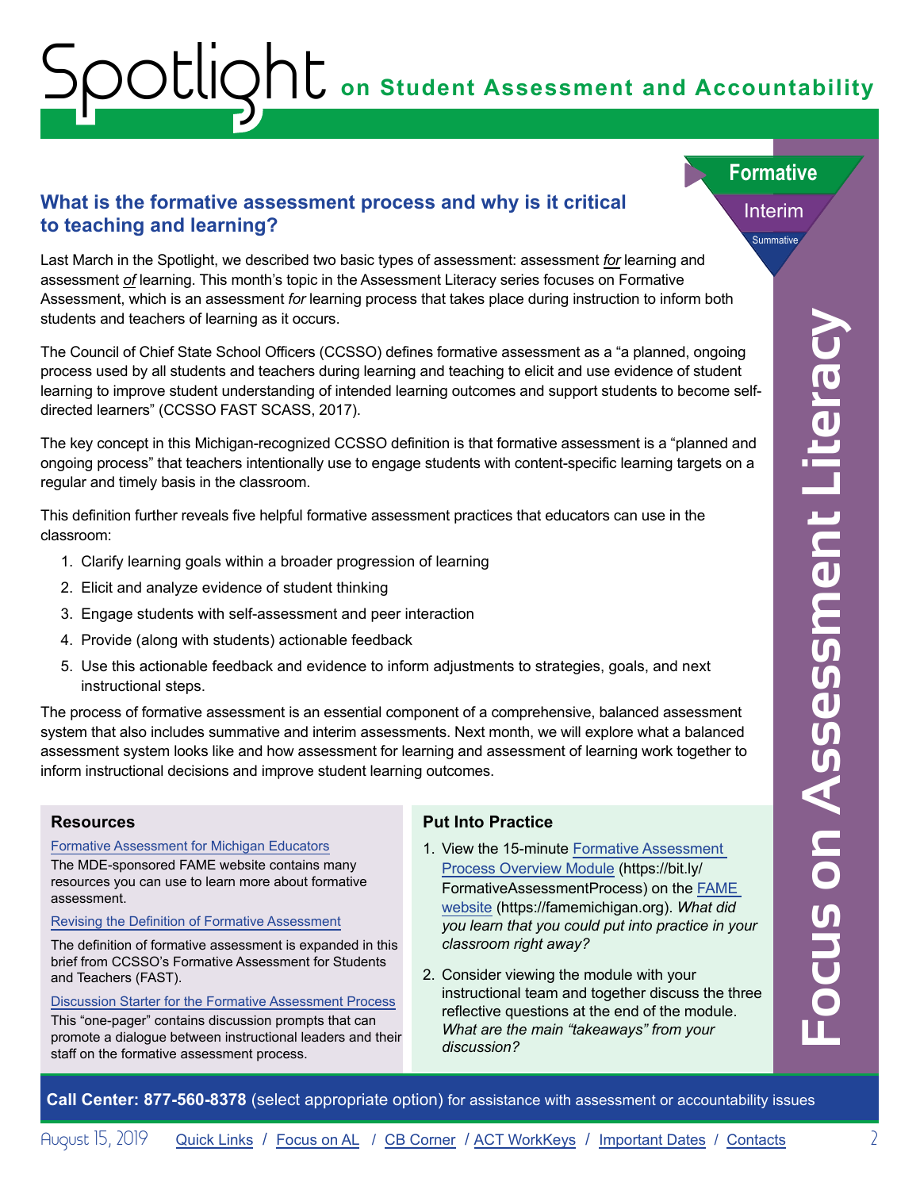# Spotlight on Student Assessment and Accountability

Formative

Interim

Summative

Focus on Assessment Literacy

## What is the formative assessment process and why is it critical to teaching and learning?

Last March in the Spotlight, we described two basic types of assessment: assessment *for* learning and assessment *of* learning. This month's topic in the Assessment Literacy series focuses on Formative Assessment, which is an assessment *for* learning process that takes place during instruction to inform both students and teachers of learning as it occurs.

The Council of Chief State School Officers (CCSSO) defines formative assessment as a "a planned, ongoing process used by all students and teachers during learning and teaching to elicit and use evidence of student learning to improve student understanding of intended learning outcomes and support students to become self-directed learners" (CCSSO FAST SCASS, 2017).

The key concept in this Michigan-recognized CCSSO definition is that formative assessment is a "planned and ongoing process" that teachers intentionally use to engage students with content-specific learning targets on a regular and timely basis in the classroom.

This definition further reveals five helpful formative assessment practices that educators can use in the classroom:

1. Clarify learning goals within a broader progression of learning
2. Elicit and analyze evidence of student thinking
3. Engage students with self-assessment and peer interaction
4. Provide (along with students) actionable feedback
5. Use this actionable feedback and evidence to inform adjustments to strategies, goals, and next instructional steps.

The process of formative assessment is an essential component of a comprehensive, balanced assessment system that also includes summative and interim assessments. Next month, we will explore what a balanced assessment system looks like and how assessment for learning and assessment of learning work together to inform instructional decisions and improve student learning outcomes.

### Resources

Formative Assessment for Michigan Educators

The MDE-sponsored FAME website contains many resources you can use to learn more about formative assessment.

Revising the Definition of Formative Assessment

The definition of formative assessment is expanded in this brief from CCSSO's Formative Assessment for Students and Teachers (FAST).

Discussion Starter for the Formative Assessment Process

This "one-pager" contains discussion prompts that can promote a dialogue between instructional leaders and their staff on the formative assessment process.

### Put Into Practice

1. View the 15-minute Formative Assessment Process Overview Module (https://bit.ly/FormativeAssessmentProcess) on the FAME website (https://famemichigan.org). *What did you learn that you could put into practice in your classroom right away?*
2. Consider viewing the module with your instructional team and together discuss the three reflective questions at the end of the module. *What are the main "takeaways" from your discussion?*

**Call Center: 877-560-8378** (select appropriate option) for assistance with assessment or accountability issues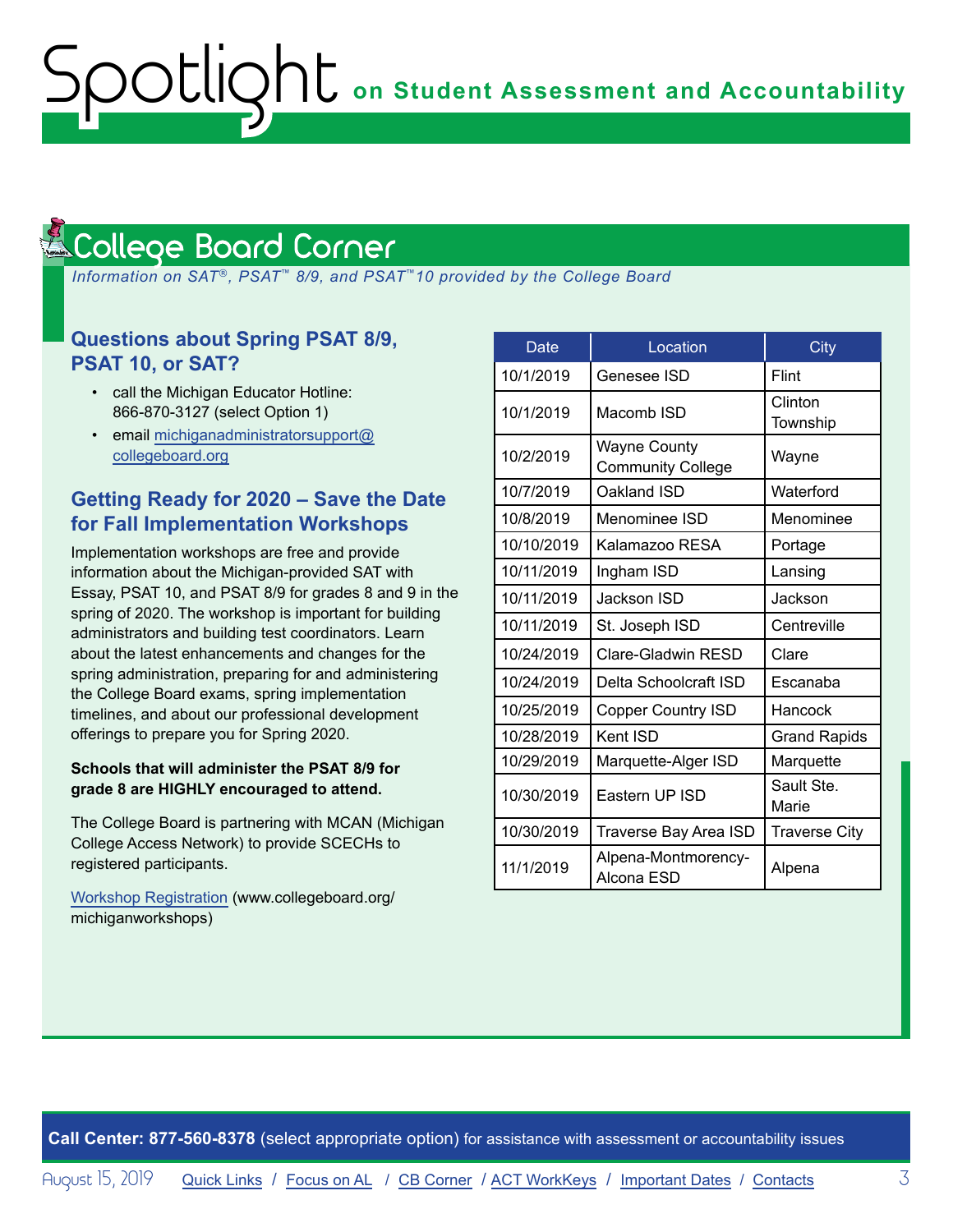## College Board Corner

*Information on SAT®, PSAT™ 8/9, and PSAT™10 provided by the College Board*

### Questions about Spring PSAT 8/9, PSAT 10, or SAT?

- call the Michigan Educator Hotline: 866-870-3127 (select Option 1)
- email michiganadministratorsupport@collegeboard.org

### Getting Ready for 2020 – Save the Date for Fall Implementation Workshops

Implementation workshops are free and provide information about the Michigan-provided SAT with Essay, PSAT 10, and PSAT 8/9 for grades 8 and 9 in the spring of 2020. The workshop is important for building administrators and building test coordinators. Learn about the latest enhancements and changes for the spring administration, preparing for and administering the College Board exams, spring implementation timelines, and about our professional development offerings to prepare you for Spring 2020.

**Schools that will administer the PSAT 8/9 for grade 8 are HIGHLY encouraged to attend.**

The College Board is partnering with MCAN (Michigan College Access Network) to provide SCECHs to registered participants.

Workshop Registration (www.collegeboard.org/michiganworkshops)

| Date | Location | City |
|---|---|---|
| 10/1/2019 | Genesee ISD | Flint |
| 10/1/2019 | Macomb ISD | Clinton Township |
| 10/2/2019 | Wayne County Community College | Wayne |
| 10/7/2019 | Oakland ISD | Waterford |
| 10/8/2019 | Menominee ISD | Menominee |
| 10/10/2019 | Kalamazoo RESA | Portage |
| 10/11/2019 | Ingham ISD | Lansing |
| 10/11/2019 | Jackson ISD | Jackson |
| 10/11/2019 | St. Joseph ISD | Centreville |
| 10/24/2019 | Clare-Gladwin RESD | Clare |
| 10/24/2019 | Delta Schoolcraft ISD | Escanaba |
| 10/25/2019 | Copper Country ISD | Hancock |
| 10/28/2019 | Kent ISD | Grand Rapids |
| 10/29/2019 | Marquette-Alger ISD | Marquette |
| 10/30/2019 | Eastern UP ISD | Sault Ste. Marie |
| 10/30/2019 | Traverse Bay Area ISD | Traverse City |
| 11/1/2019 | Alpena-Montmorency-Alcona ESD | Alpena |

**Call Center: 877-560-8378** (select appropriate option) for assistance with assessment or accountability issues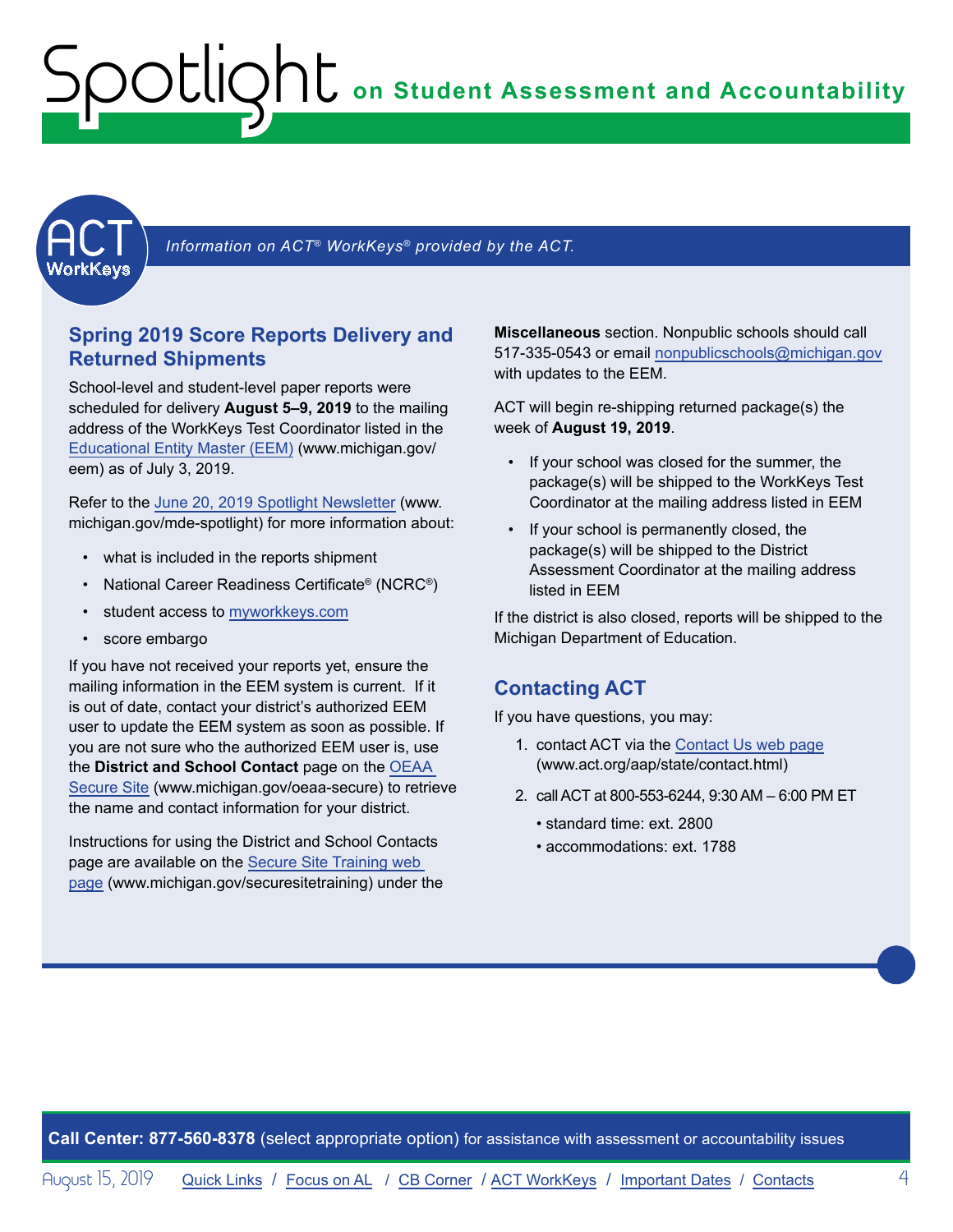# ACT WorkKeys

*Information on ACT® WorkKeys® provided by the ACT.*

## Spring 2019 Score Reports Delivery and Returned Shipments

School-level and student-level paper reports were scheduled for delivery **August 5–9, 2019** to the mailing address of the WorkKeys Test Coordinator listed in the Educational Entity Master (EEM) (www.michigan.gov/eem) as of July 3, 2019.

Refer to the June 20, 2019 Spotlight Newsletter (www.michigan.gov/mde-spotlight) for more information about:

- what is included in the reports shipment
- National Career Readiness Certificate® (NCRC®)
- student access to myworkkeys.com
- score embargo

If you have not received your reports yet, ensure the mailing information in the EEM system is current. If it is out of date, contact your district's authorized EEM user to update the EEM system as soon as possible. If you are not sure who the authorized EEM user is, use the **District and School Contact** page on the OEAA Secure Site (www.michigan.gov/oeaa-secure) to retrieve the name and contact information for your district.

Instructions for using the District and School Contacts page are available on the Secure Site Training web page (www.michigan.gov/securesitetraining) under the **Miscellaneous** section. Nonpublic schools should call 517-335-0543 or email nonpublicschools@michigan.gov with updates to the EEM.

ACT will begin re-shipping returned package(s) the week of **August 19, 2019**.

- If your school was closed for the summer, the package(s) will be shipped to the WorkKeys Test Coordinator at the mailing address listed in EEM
- If your school is permanently closed, the package(s) will be shipped to the District Assessment Coordinator at the mailing address listed in EEM

If the district is also closed, reports will be shipped to the Michigan Department of Education.

## Contacting ACT

If you have questions, you may:

1. contact ACT via the Contact Us web page (www.act.org/aap/state/contact.html)
2. call ACT at 800-553-6244, 9:30 AM – 6:00 PM ET
   - standard time: ext. 2800
   - accommodations: ext. 1788

**Call Center: 877-560-8378** (select appropriate option) for assistance with assessment or accountability issues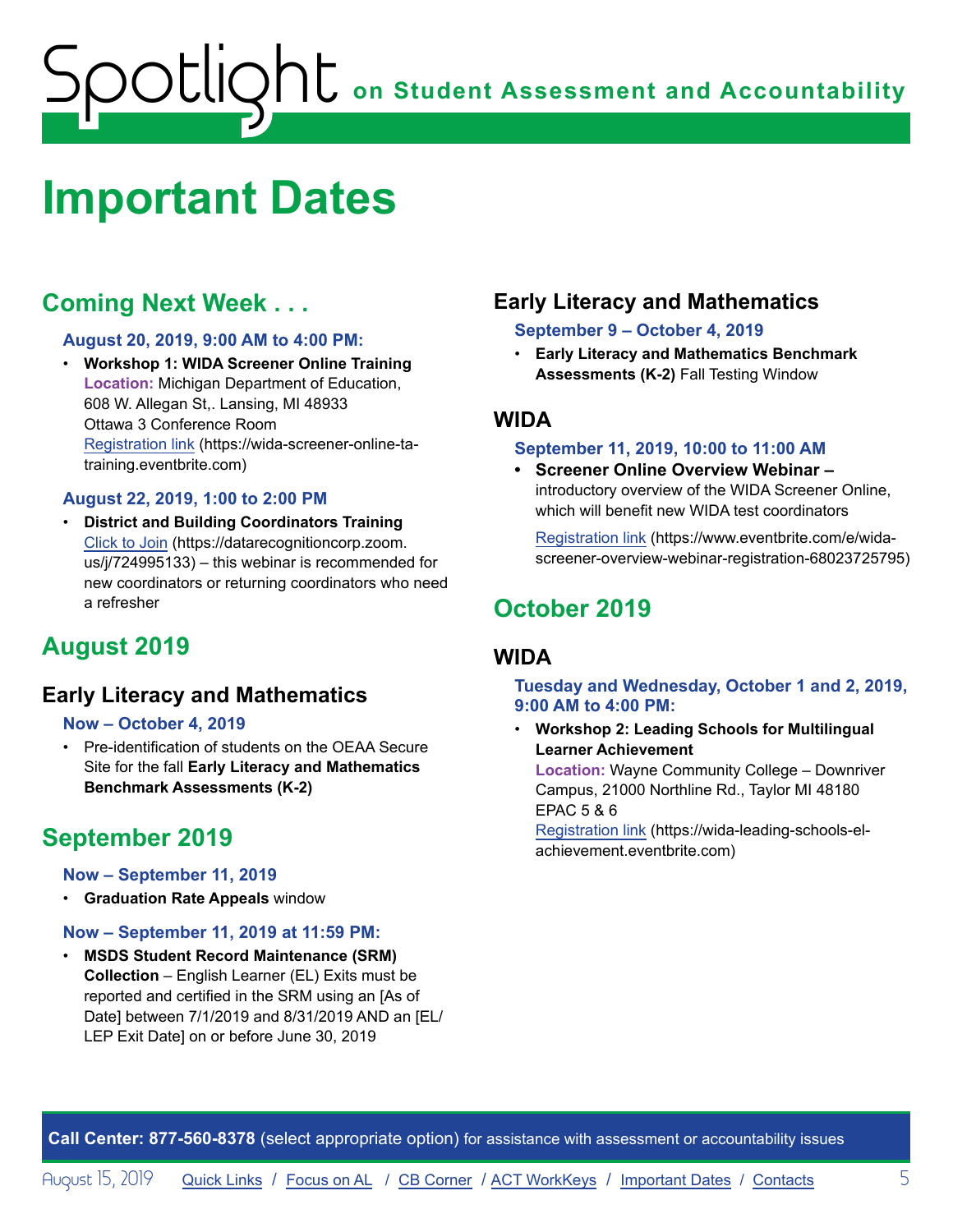# Important Dates

## Coming Next Week . . .

**August 20, 2019, 9:00 AM to 4:00 PM:**

- **Workshop 1: WIDA Screener Online Training**
  **Location:** Michigan Department of Education, 608 W. Allegan St,. Lansing, MI 48933
  Ottawa 3 Conference Room
  Registration link (https://wida-screener-online-ta-training.eventbrite.com)

**August 22, 2019, 1:00 to 2:00 PM**

- **District and Building Coordinators Training**
  Click to Join (https://datarecognitioncorp.zoom.us/j/724995133) – this webinar is recommended for new coordinators or returning coordinators who need a refresher

## August 2019

### Early Literacy and Mathematics

**Now – October 4, 2019**

- Pre-identification of students on the OEAA Secure Site for the fall **Early Literacy and Mathematics Benchmark Assessments (K-2)**

## September 2019

**Now – September 11, 2019**

- **Graduation Rate Appeals** window

**Now – September 11, 2019 at 11:59 PM:**

- **MSDS Student Record Maintenance (SRM) Collection** – English Learner (EL) Exits must be reported and certified in the SRM using an [As of Date] between 7/1/2019 and 8/31/2019 AND an [EL/LEP Exit Date] on or before June 30, 2019

### Early Literacy and Mathematics

**September 9 – October 4, 2019**

- **Early Literacy and Mathematics Benchmark Assessments (K-2)** Fall Testing Window

### WIDA

**September 11, 2019, 10:00 to 11:00 AM**

- **Screener Online Overview Webinar –** introductory overview of the WIDA Screener Online, which will benefit new WIDA test coordinators

  Registration link (https://www.eventbrite.com/e/wida-screener-overview-webinar-registration-68023725795)

## October 2019

### WIDA

**Tuesday and Wednesday, October 1 and 2, 2019, 9:00 AM to 4:00 PM:**

- **Workshop 2: Leading Schools for Multilingual Learner Achievement**
  **Location:** Wayne Community College – Downriver Campus, 21000 Northline Rd., Taylor MI 48180
  EPAC 5 & 6
  Registration link (https://wida-leading-schools-el-achievement.eventbrite.com)

**Call Center: 877-560-8378** (select appropriate option) for assistance with assessment or accountability issues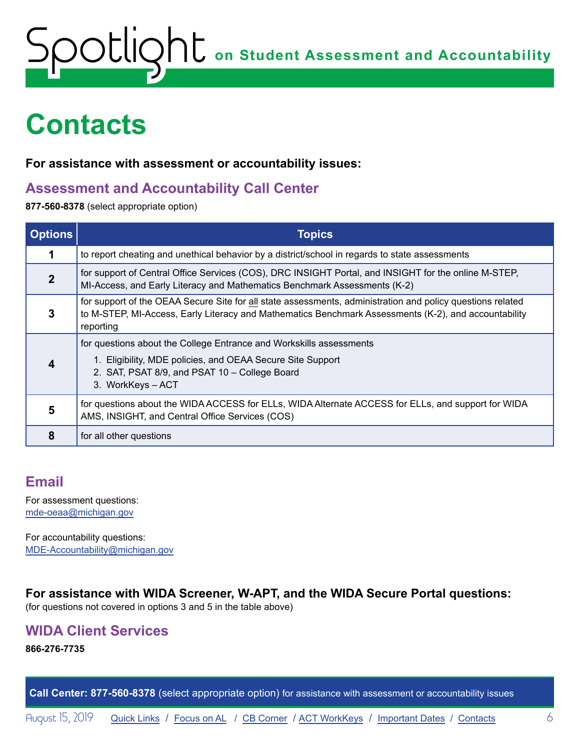# Contacts

**For assistance with assessment or accountability issues:**

## Assessment and Accountability Call Center

**877-560-8378** (select appropriate option)

| Options | Topics |
|---|---|
| **1** | to report cheating and unethical behavior by a district/school in regards to state assessments |
| **2** | for support of Central Office Services (COS), DRC INSIGHT Portal, and INSIGHT for the online M-STEP, MI-Access, and Early Literacy and Mathematics Benchmark Assessments (K-2) |
| **3** | for support of the OEAA Secure Site for all state assessments, administration and policy questions related to M-STEP, MI-Access, Early Literacy and Mathematics Benchmark Assessments (K-2), and accountability reporting |
| **4** | for questions about the College Entrance and Workskills assessments<br>1. Eligibility, MDE policies, and OEAA Secure Site Support<br>2. SAT, PSAT 8/9, and PSAT 10 – College Board<br>3. WorkKeys – ACT |
| **5** | for questions about the WIDA ACCESS for ELLs, WIDA Alternate ACCESS for ELLs, and support for WIDA AMS, INSIGHT, and Central Office Services (COS) |
| **8** | for all other questions |

## Email

For assessment questions:
mde-oeaa@michigan.gov

For accountability questions:
MDE-Accountability@michigan.gov

**For assistance with WIDA Screener, W-APT, and the WIDA Secure Portal questions:**
(for questions not covered in options 3 and 5 in the table above)

## WIDA Client Services

**866-276-7735**

**Call Center: 877-560-8378** (select appropriate option) for assistance with assessment or accountability issues